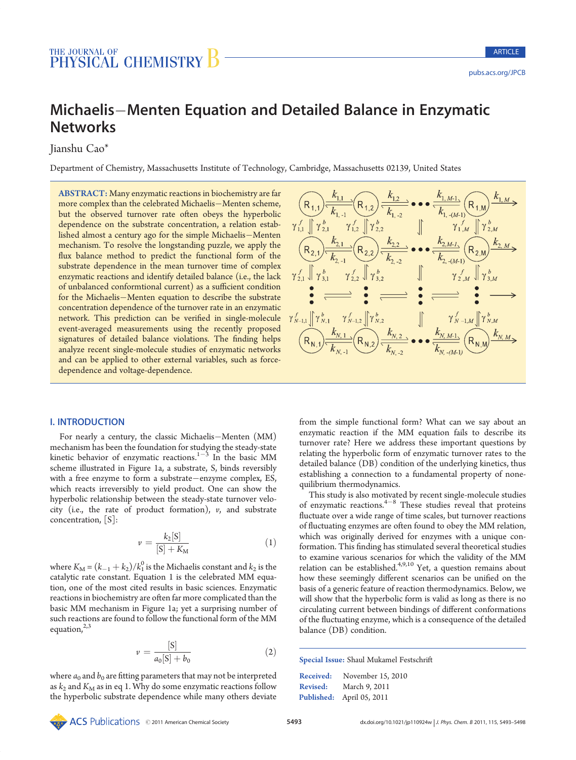# Michaelis–Menten Equation and Detailed Balance in Enzymatic Networks

Jianshu Cao*

Department of Chemistry, Massachusetts Institute of Technology, Cambridge, Massachusetts 02139, United States

**ABSTRACT:** Many enzymatic reactions in biochemistry are far more complex than the celebrated Michaelis–Menten scheme, but the observed turnover rate often obeys the hyperbolic dependence on the substrate concentration, a relation established almost a century ago for the simple Michaelis–Menten mechanism. To resolve the longstanding puzzle, we apply the flux balance method to predict the functional form of the substrate dependence in the mean turnover time of complex enzymatic reactions and identify detailed balance (i.e., the lack of unbalanced conformtional current) as a sufficient condition for the Michaelis–Menten equation to describe the substrate concentration dependence of the turnover rate in an enzymatic network. This prediction can be verified in single-molecule event-averaged measurements using the recently proposed signatures of detailed balance violations. The finding helps analyze recent single-molecule studies of enzymatic networks and can be applied to other external variables, such as force-dependence and voltage-dependence.

## I. INTRODUCTION

For nearly a century, the classic Michaelis–Menten (MM) mechanism has been the foundation for studying the steady-state kinetic behavior of enzymatic reactions.[1–3] In the basic MM scheme illustrated in Figure 1a, a substrate, S, binds reversibly with a free enzyme to form a substrate–enzyme complex, ES, which reacts irreversibly to yield product. One can show the hyperbolic relationship between the steady-state turnover velocity (i.e., the rate of product formation), $v$, and substrate concentration, [S]:

$$v = \frac{k_2[\mathrm{S}]}{[\mathrm{S}] + K_\mathrm{M}} \tag{1}$$

where $K_\mathrm{M} = (k_{-1} + k_2)/k_1^0$ is the Michaelis constant and $k_2$ is the catalytic rate constant. Equation 1 is the celebrated MM equation, one of the most cited results in basic sciences. Enzymatic reactions in biochemistry are often far more complicated than the basic MM mechanism in Figure 1a; yet a surprising number of such reactions are found to follow the functional form of the MM equation,[2,3]

$$v = \frac{[\mathrm{S}]}{a_0[\mathrm{S}] + b_0} \tag{2}$$

where $a_0$ and $b_0$ are fitting parameters that may not be interpreted as $k_2$ and $K_\mathrm{M}$ as in eq 1. Why do some enzymatic reactions follow the hyperbolic substrate dependence while many others deviate from the simple functional form? What can we say about an enzymatic reaction if the MM equation fails to describe its turnover rate? Here we address these important questions by relating the hyperbolic form of enzymatic turnover rates to the detailed balance (DB) condition of the underlying kinetics, thus establishing a connection to a fundamental property of none-quilibrium thermodynamics.

This study is also motivated by recent single-molecule studies of enzymatic reactions.[4–8] These studies reveal that proteins fluctuate over a wide range of time scales, but turnover reactions of fluctuating enzymes are often found to obey the MM relation, which was originally derived for enzymes with a unique conformation. This finding has stimulated several theoretical studies to examine various scenarios for which the validity of the MM relation can be established.[4,9,10] Yet, a question remains about how these seemingly different scenarios can be unified on the basis of a generic feature of reaction thermodynamics. Below, we will show that the hyperbolic form is valid as long as there is no circulating current between bindings of different conformations of the fluctuating enzyme, which is a consequence of the detailed balance (DB) condition.

**Special Issue:** Shaul Mukamel Festschrift

**Received:** November 15, 2010
**Revised:** March 9, 2011
**Published:** April 05, 2011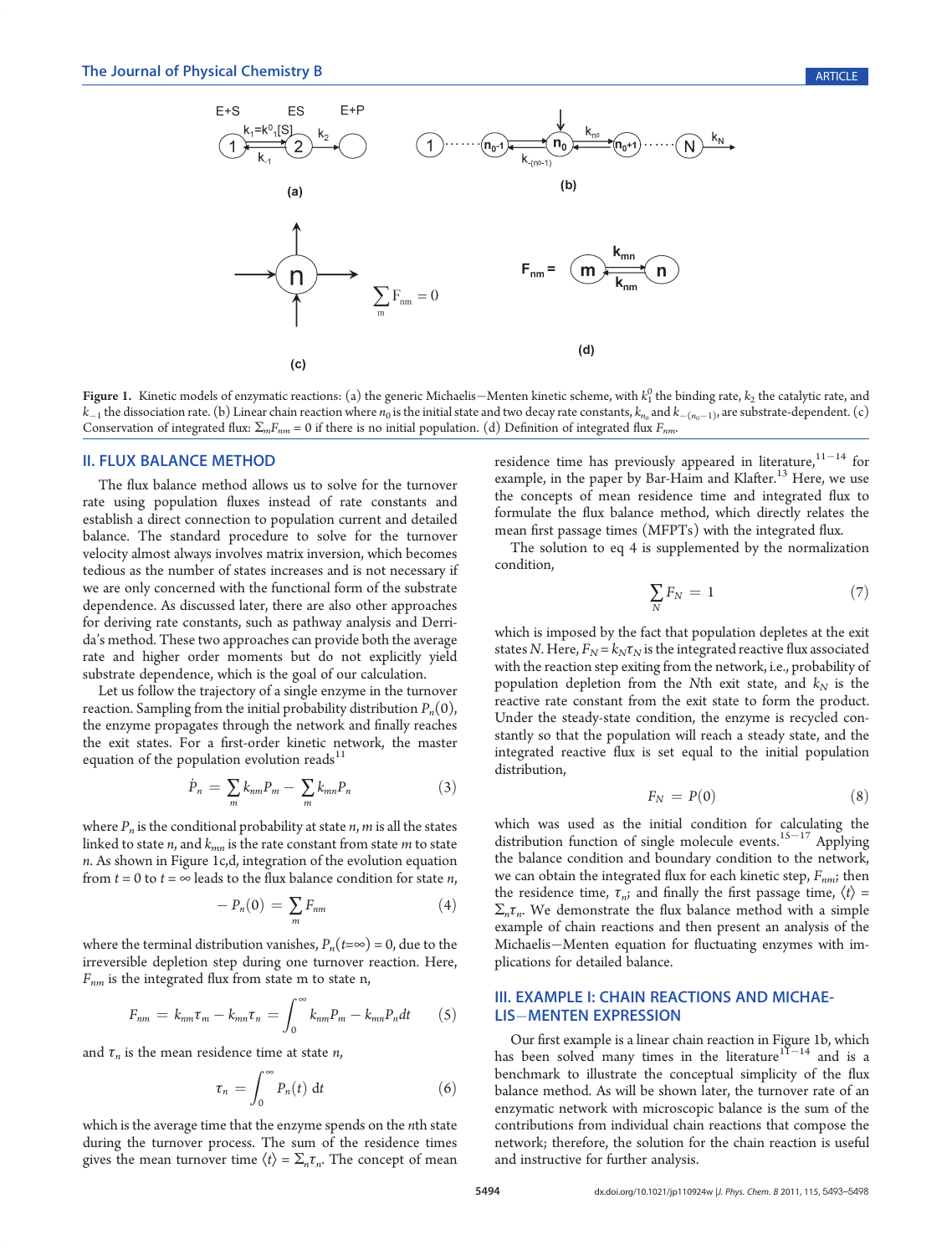Figure 1. Kinetic models of enzymatic reactions: (a) the generic Michaelis−Menten kinetic scheme, with $k_1^0$ the binding rate, $k_2$ the catalytic rate, and $k_{-1}$ the dissociation rate. (b) Linear chain reaction where $n_0$ is the initial state and two decay rate constants, $k_{n_0}$ and $k_{-(n_0-1)}$, are substrate-dependent. (c) Conservation of integrated flux: $\Sigma_m F_{nm} = 0$ if there is no initial population. (d) Definition of integrated flux $F_{nm}$.

## II. FLUX BALANCE METHOD

The flux balance method allows us to solve for the turnover rate using population fluxes instead of rate constants and establish a direct connection to population current and detailed balance. The standard procedure to solve for the turnover velocity almost always involves matrix inversion, which becomes tedious as the number of states increases and is not necessary if we are only concerned with the functional form of the substrate dependence. As discussed later, there are also other approaches for deriving rate constants, such as pathway analysis and Derrida's method. These two approaches can provide both the average rate and higher order moments but do not explicitly yield substrate dependence, which is the goal of our calculation.

Let us follow the trajectory of a single enzyme in the turnover reaction. Sampling from the initial probability distribution $P_n(0)$, the enzyme propagates through the network and finally reaches the exit states. For a first-order kinetic network, the master equation of the population evolution reads[11]

$$\dot{P}_n = \sum_m k_{nm} P_m - \sum_m k_{mn} P_n \tag{3}$$

where $P_n$ is the conditional probability at state $n$, $m$ is all the states linked to state $n$, and $k_{mn}$ is the rate constant from state $m$ to state $n$. As shown in Figure 1c,d, integration of the evolution equation from $t = 0$ to $t = \infty$ leads to the flux balance condition for state $n$,

$$-P_n(0) = \sum_m F_{nm} \tag{4}$$

where the terminal distribution vanishes, $P_n(t{=}\infty) = 0$, due to the irreversible depletion step during one turnover reaction. Here, $F_{nm}$ is the integrated flux from state m to state n,

$$F_{nm} = k_{nm}\tau_m - k_{mn}\tau_n = \int_0^\infty k_{nm}P_m - k_{mn}P_n dt \tag{5}$$

and $\tau_n$ is the mean residence time at state $n$,

$$\tau_n = \int_0^\infty P_n(t)\ \mathrm{d}t \tag{6}$$

which is the average time that the enzyme spends on the $n$th state during the turnover process. The sum of the residence times gives the mean turnover time $\langle t \rangle = \Sigma_n \tau_n$. The concept of mean residence time has previously appeared in literature,[11−14] for example, in the paper by Bar-Haim and Klafter.[13] Here, we use the concepts of mean residence time and integrated flux to formulate the flux balance method, which directly relates the mean first passage times (MFPTs) with the integrated flux.

The solution to eq 4 is supplemented by the normalization condition,

$$\sum_N F_N = 1 \tag{7}$$

which is imposed by the fact that population depletes at the exit states $N$. Here, $F_N = k_N\tau_N$ is the integrated reactive flux associated with the reaction step exiting from the network, i.e., probability of population depletion from the $N$th exit state, and $k_N$ is the reactive rate constant from the exit state to form the product. Under the steady-state condition, the enzyme is recycled constantly so that the population will reach a steady state, and the integrated reactive flux is set equal to the initial population distribution,

$$F_N = P(0) \tag{8}$$

which was used as the initial condition for calculating the distribution function of single molecule events.[15−17] Applying the balance condition and boundary condition to the network, we can obtain the integrated flux for each kinetic step, $F_{nm}$; then the residence time, $\tau_n$; and finally the first passage time, $\langle t \rangle = \Sigma_n \tau_n$. We demonstrate the flux balance method with a simple example of chain reactions and then present an analysis of the Michaelis−Menten equation for fluctuating enzymes with implications for detailed balance.

## III. EXAMPLE I: CHAIN REACTIONS AND MICHAELIS−MENTEN EXPRESSION

Our first example is a linear chain reaction in Figure 1b, which has been solved many times in the literature[11−14] and is a benchmark to illustrate the conceptual simplicity of the flux balance method. As will be shown later, the turnover rate of an enzymatic network with microscopic balance is the sum of the contributions from individual chain reactions that compose the network; therefore, the solution for the chain reaction is useful and instructive for further analysis.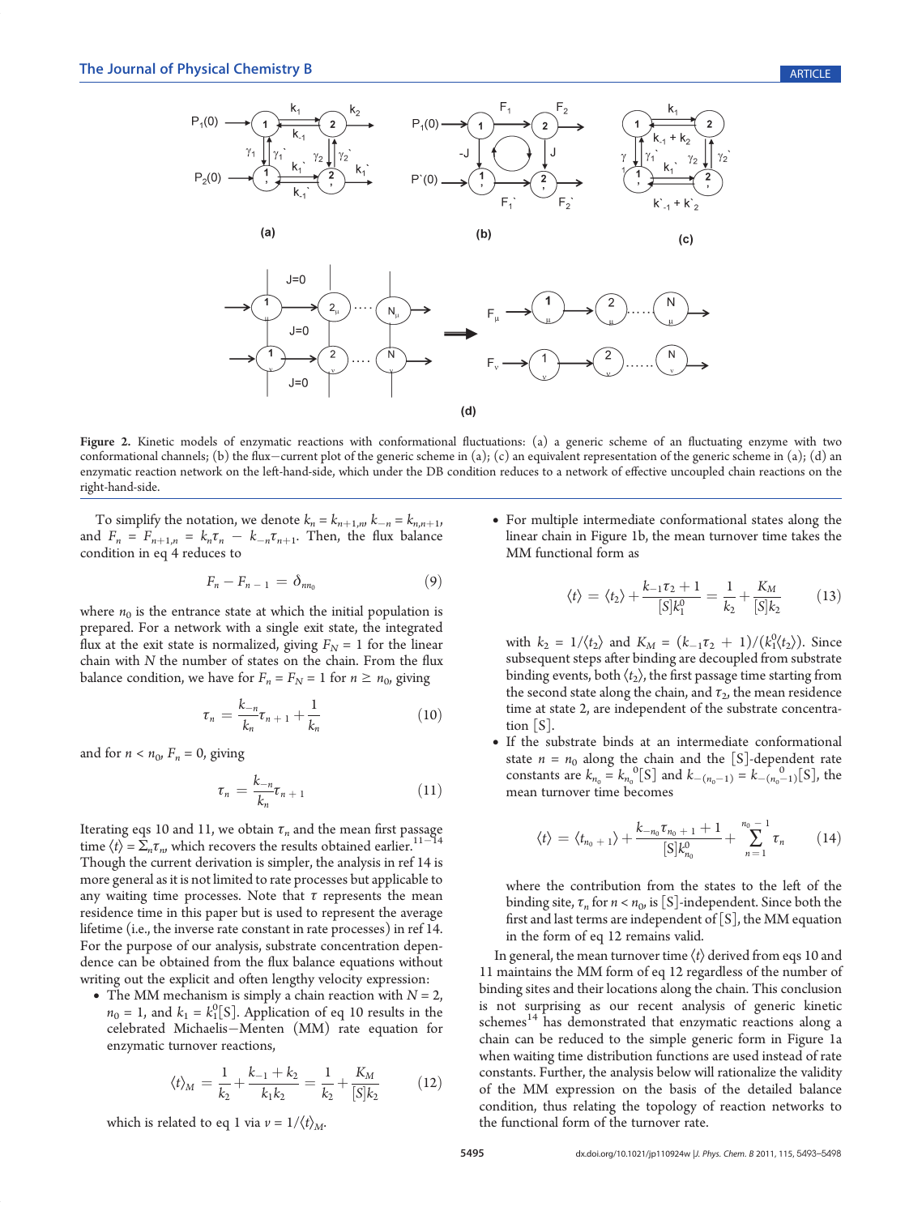**Figure 2.** Kinetic models of enzymatic reactions with conformational fluctuations: (a) a generic scheme of an fluctuating enzyme with two conformational channels; (b) the flux−current plot of the generic scheme in (a); (c) an equivalent representation of the generic scheme in (a); (d) an enzymatic reaction network on the left-hand-side, which under the DB condition reduces to a network of effective uncoupled chain reactions on the right-hand-side.

To simplify the notation, we denote $k_n = k_{n+1,n}$, $k_{-n} = k_{n,n+1}$, and $F_n = F_{n+1,n} = k_n\tau_n - k_{-n}\tau_{n+1}$. Then, the flux balance condition in eq 4 reduces to

$$F_n - F_{n-1} = \delta_{nn_0} \tag{9}$$

where $n_0$ is the entrance state at which the initial population is prepared. For a network with a single exit state, the integrated flux at the exit state is normalized, giving $F_N = 1$ for the linear chain with $N$ the number of states on the chain. From the flux balance condition, we have for $F_n = F_N = 1$ for $n \geq n_0$, giving

$$\tau_n = \frac{k_{-n}}{k_n}\tau_{n+1} + \frac{1}{k_n} \tag{10}$$

and for $n < n_0$, $F_n = 0$, giving

$$\tau_n = \frac{k_{-n}}{k_n}\tau_{n+1} \tag{11}$$

Iterating eqs 10 and 11, we obtain $\tau_n$ and the mean first passage time $\langle t \rangle = \sum_n \tau_n$, which recovers the results obtained earlier.[11−14] Though the current derivation is simpler, the analysis in ref 14 is more general as it is not limited to rate processes but applicable to any waiting time processes. Note that $\tau$ represents the mean residence time in this paper but is used to represent the average lifetime (i.e., the inverse rate constant in rate processes) in ref 14. For the purpose of our analysis, substrate concentration dependence can be obtained from the flux balance equations without writing out the explicit and often lengthy velocity expression:

- The MM mechanism is simply a chain reaction with $N = 2$, $n_0 = 1$, and $k_1 = k_1^0[S]$. Application of eq 10 results in the celebrated Michaelis−Menten (MM) rate equation for enzymatic turnover reactions,

$$\langle t \rangle_M = \frac{1}{k_2} + \frac{k_{-1} + k_2}{k_1 k_2} = \frac{1}{k_2} + \frac{K_M}{[S]k_2} \tag{12}$$

which is related to eq 1 via $v = 1/\langle t \rangle_M$.

- For multiple intermediate conformational states along the linear chain in Figure 1b, the mean turnover time takes the MM functional form as

$$\langle t \rangle = \langle t_2 \rangle + \frac{k_{-1}\tau_2 + 1}{[S]k_1^0} = \frac{1}{k_2} + \frac{K_M}{[S]k_2} \tag{13}$$

with $k_2 = 1/\langle t_2 \rangle$ and $K_M = (k_{-1}\tau_2 + 1)/(k_1^0\langle t_2 \rangle)$. Since subsequent steps after binding are decoupled from substrate binding events, both $\langle t_2 \rangle$, the first passage time starting from the second state along the chain, and $\tau_2$, the mean residence time at state 2, are independent of the substrate concentration [S].

- If the substrate binds at an intermediate conformational state $n = n_0$ along the chain and the [S]-dependent rate constants are $k_{n_0} = k_{n_0}^0[S]$ and $k_{-(n_0-1)} = k_{-(n_0-1)}^0[S]$, the mean turnover time becomes

$$\langle t \rangle = \langle t_{n_0+1} \rangle + \frac{k_{-n_0}\tau_{n_0+1} + 1}{[S]k_{n_0}^0} + \sum_{n=1}^{n_0-1} \tau_n \tag{14}$$

where the contribution from the states to the left of the binding site, $\tau_n$ for $n < n_0$, is [S]-independent. Since both the first and last terms are independent of [S], the MM equation in the form of eq 12 remains valid.

In general, the mean turnover time $\langle t \rangle$ derived from eqs 10 and 11 maintains the MM form of eq 12 regardless of the number of binding sites and their locations along the chain. This conclusion is not surprising as our recent analysis of generic kinetic schemes[14] has demonstrated that enzymatic reactions along a chain can be reduced to the simple generic form in Figure 1a when waiting time distribution functions are used instead of rate constants. Further, the analysis below will rationalize the validity of the MM expression on the basis of the detailed balance condition, thus relating the topology of reaction networks to the functional form of the turnover rate.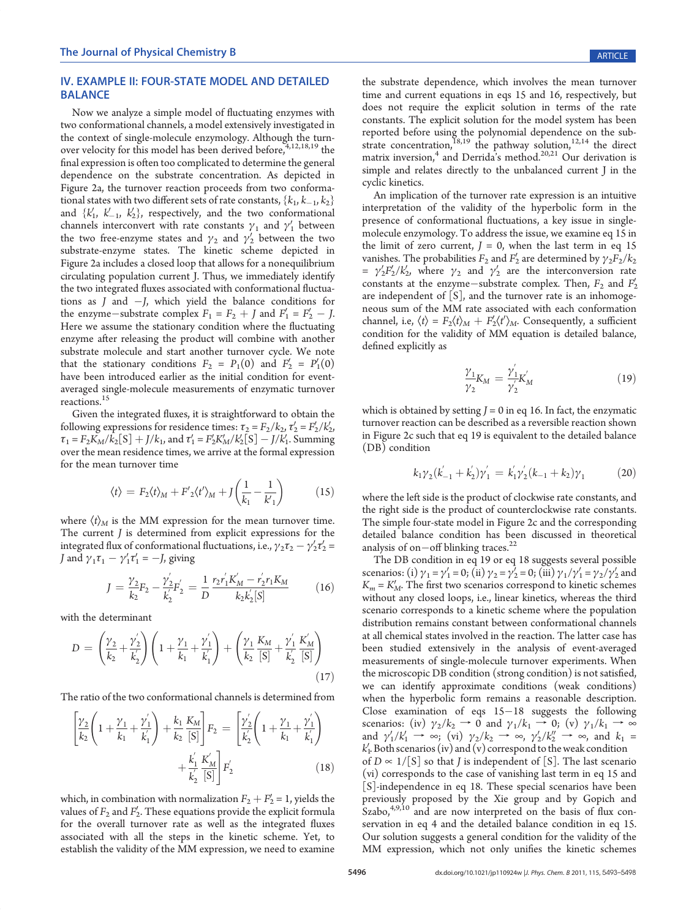## IV. EXAMPLE II: FOUR-STATE MODEL AND DETAILED BALANCE

Now we analyze a simple model of fluctuating enzymes with two conformational channels, a model extensively investigated in the context of single-molecule enzymology. Although the turnover velocity for this model has been derived before,[4,12,18,19] the final expression is often too complicated to determine the general dependence on the substrate concentration. As depicted in Figure 2a, the turnover reaction proceeds from two conformational states with two different sets of rate constants, $\{k_1, k_{-1}, k_2\}$ and $\{k_1', k_{-1}', k_2'\}$, respectively, and the two conformational channels interconvert with rate constants $\gamma_1$ and $\gamma_1'$ between the two free-enzyme states and $\gamma_2$ and $\gamma_2'$ between the two substrate-enzyme states. The kinetic scheme depicted in Figure 2a includes a closed loop that allows for a nonequilibrium circulating population current J. Thus, we immediately identify the two integrated fluxes associated with conformational fluctuations as $J$ and $-J$, which yield the balance conditions for the enzyme–substrate complex $F_1 = F_2 + J$ and $F_1' = F_2' - J$. Here we assume the stationary condition where the fluctuating enzyme after releasing the product will combine with another substrate molecule and start another turnover cycle. We note that the stationary conditions $F_2 = P_1(0)$ and $F_2' = P_1'(0)$ have been introduced earlier as the initial condition for event-averaged single-molecule measurements of enzymatic turnover reactions.[15]

Given the integrated fluxes, it is straightforward to obtain the following expressions for residence times: $\tau_2 = F_2/k_2$, $\tau_2' = F_2'/k_2'$, $\tau_1 = F_2K_M/k_2[S] + J/k_1$, and $\tau_1' = F_2'K_M'/k_2'[S] - J/k_1'$. Summing over the mean residence times, we arrive at the formal expression for the mean turnover time

$$\langle t \rangle = F_2\langle t \rangle_M + F'_2\langle t' \rangle_M + J\left(\frac{1}{k_1} - \frac{1}{k'_1}\right) \tag{15}$$

where $\langle t \rangle_M$ is the MM expression for the mean turnover time. The current $J$ is determined from explicit expressions for the integrated flux of conformational fluctuations, i.e., $\gamma_2\tau_2 - \gamma_2'\tau_2' = J$ and $\gamma_1\tau_1 - \gamma_1'\tau_1' = -J$, giving

$$J = \frac{\gamma_2}{k_2}F_2 - \frac{\gamma_2'}{k_2'}F_2' = \frac{1}{D}\,\frac{r_2r_1'K_M' - r_2'r_1K_M}{k_2k_2'[S]} \tag{16}$$

with the determinant

$$D = \left(\frac{\gamma_2}{k_2} + \frac{\gamma_2'}{k_2'}\right)\left(1 + \frac{\gamma_1}{k_1} + \frac{\gamma_1'}{k_1'}\right) + \left(\frac{\gamma_1}{k_2}\frac{K_M}{[S]} + \frac{\gamma_1'}{k_2'}\frac{K_M'}{[S]}\right) \tag{17}$$

The ratio of the two conformational channels is determined from

$$\left[\frac{\gamma_2}{k_2}\left(1 + \frac{\gamma_1}{k_1} + \frac{\gamma_1'}{k_1'}\right) + \frac{k_1}{k_2}\frac{K_M}{[S]}\right]F_2 = \left[\frac{\gamma_2'}{k_2'}\left(1 + \frac{\gamma_1}{k_1} + \frac{\gamma_1'}{k_1'}\right) + \frac{k_1'}{k_2'}\frac{K_M'}{[S]}\right]F_2' \tag{18}$$

which, in combination with normalization $F_2 + F_2' = 1$, yields the values of $F_2$ and $F_2'$. These equations provide the explicit formula for the overall turnover rate as well as the integrated fluxes associated with all the steps in the kinetic scheme. Yet, to establish the validity of the MM expression, we need to examine the substrate dependence, which involves the mean turnover time and current equations in eqs 15 and 16, respectively, but does not require the explicit solution in terms of the rate constants. The explicit solution for the model system has been reported before using the polynomial dependence on the substrate concentration,[18,19] the pathway solution,[12,14] the direct matrix inversion,[4] and Derrida's method.[20,21] Our derivation is simple and relates directly to the unbalanced current J in the cyclic kinetics.

An implication of the turnover rate expression is an intuitive interpretation of the validity of the hyperbolic form in the presence of conformational fluctuations, a key issue in single-molecule enzymology. To address the issue, we examine eq 15 in the limit of zero current, $J = 0$, when the last term in eq 15 vanishes. The probabilities $F_2$ and $F_2'$ are determined by $\gamma_2F_2/k_2 = \gamma_2'F_2'/k_2'$, where $\gamma_2$ and $\gamma_2'$ are the interconversion rate constants at the enzyme–substrate complex. Then, $F_2$ and $F_2'$ are independent of [S], and the turnover rate is an inhomogeneous sum of the MM rate associated with each conformation channel, i.e, $\langle t \rangle = F_2\langle t \rangle_M + F_2'\langle t' \rangle_M$. Consequently, a sufficient condition for the validity of MM equation is detailed balance, defined explicitly as

$$\frac{\gamma_1}{\gamma_2}K_M = \frac{\gamma_1'}{\gamma_2'}K_M' \tag{19}$$

which is obtained by setting $J = 0$ in eq 16. In fact, the enzymatic turnover reaction can be described as a reversible reaction shown in Figure 2c such that eq 19 is equivalent to the detailed balance (DB) condition

$$k_1\gamma_2(k_{-1}' + k_2')\gamma_1' = k_1'\gamma_2'(k_{-1} + k_2)\gamma_1 \tag{20}$$

where the left side is the product of clockwise rate constants, and the right side is the product of counterclockwise rate constants. The simple four-state model in Figure 2c and the corresponding detailed balance condition has been discussed in theoretical analysis of on–off blinking traces.[22]

The DB condition in eq 19 or eq 18 suggests several possible scenarios: (i) $\gamma_1 = \gamma_1' = 0$; (ii) $\gamma_2 = \gamma_2' = 0$; (iii) $\gamma_1/\gamma_1' = \gamma_2/\gamma_2'$ and $K_m = K_M'$. The first two scenarios correspond to kinetic schemes without any closed loops, i.e., linear kinetics, whereas the third scenario corresponds to a kinetic scheme where the population distribution remains constant between conformational channels at all chemical states involved in the reaction. The latter case has been studied extensively in the analysis of event-averaged measurements of single-molecule turnover experiments. When the microscopic DB condition (strong condition) is not satisfied, we can identify approximate conditions (weak conditions) when the hyperbolic form remains a reasonable description. Close examination of eqs 15–18 suggests the following scenarios: (iv) $\gamma_2/k_2 \to 0$ and $\gamma_1/k_1 \to 0$; (v) $\gamma_1/k_1 \to \infty$ and $\gamma_1'/k_1' \to \infty$; (vi) $\gamma_2/k_2 \to \infty$, $\gamma_2'/k_2'' \to \infty$, and $k_1 = k_1'$. Both scenarios (iv) and (v) correspond to the weak condition of $D \propto 1/[S]$ so that $J$ is independent of [S]. The last scenario (vi) corresponds to the case of vanishing last term in eq 15 and [S]-independence in eq 18. These special scenarios have been previously proposed by the Xie group and by Gopich and Szabo,[4,9,10] and are now interpreted on the basis of flux conservation in eq 4 and the detailed balance condition in eq 15. Our solution suggests a general condition for the validity of the MM expression, which not only unifies the kinetic schemes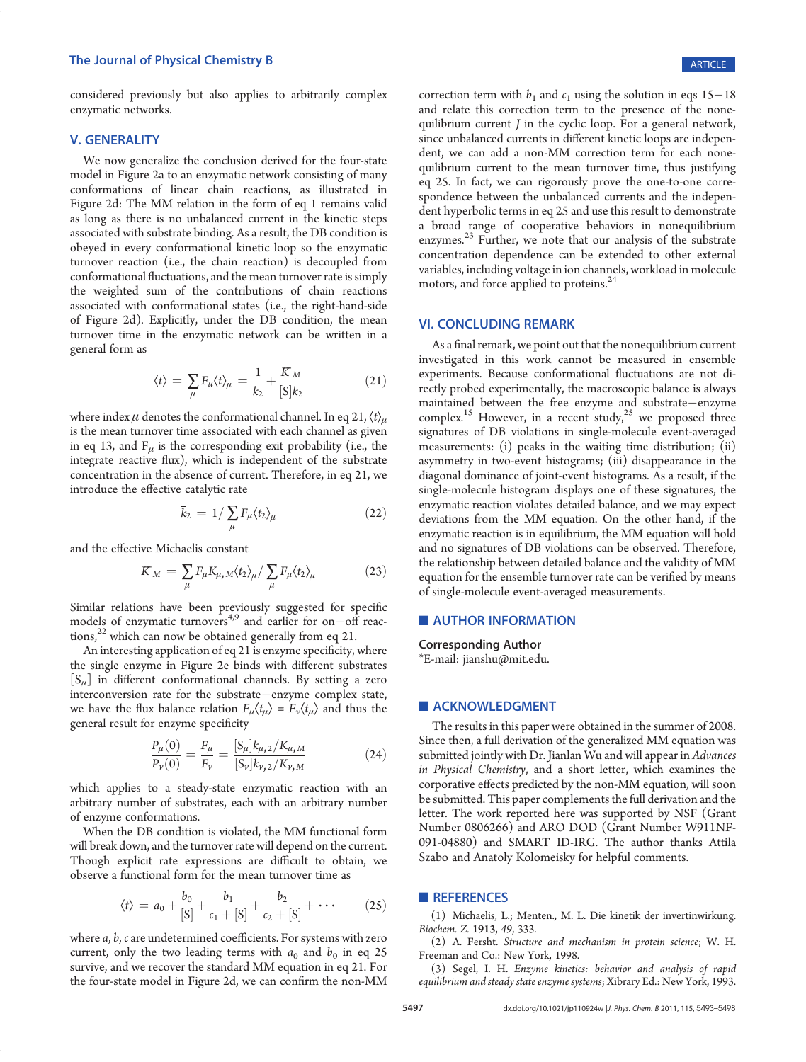considered previously but also applies to arbitrarily complex enzymatic networks.

## V. GENERALITY

We now generalize the conclusion derived for the four-state model in Figure 2a to an enzymatic network consisting of many conformations of linear chain reactions, as illustrated in Figure 2d: The MM relation in the form of eq 1 remains valid as long as there is no unbalanced current in the kinetic steps associated with substrate binding. As a result, the DB condition is obeyed in every conformational kinetic loop so the enzymatic turnover reaction (i.e., the chain reaction) is decoupled from conformational fluctuations, and the mean turnover rate is simply the weighted sum of the contributions of chain reactions associated with conformational states (i.e., the right-hand-side of Figure 2d). Explicitly, under the DB condition, the mean turnover time in the enzymatic network can be written in a general form as

$$\langle t \rangle = \sum_{\mu} F_{\mu} \langle t \rangle_{\mu} = \frac{1}{\bar{k}_2} + \frac{\bar{K}_M}{[S]\bar{k}_2} \tag{21}$$

where index $\mu$ denotes the conformational channel. In eq 21, $\langle t \rangle_{\mu}$ is the mean turnover time associated with each channel as given in eq 13, and $F_{\mu}$ is the corresponding exit probability (i.e., the integrate reactive flux), which is independent of the substrate concentration in the absence of current. Therefore, in eq 21, we introduce the effective catalytic rate

$$\bar{k}_2 = 1 / \sum_{\mu} F_{\mu} \langle t_2 \rangle_{\mu} \tag{22}$$

and the effective Michaelis constant

$$\bar{K}_M = \sum_{\mu} F_{\mu} K_{\mu,M} \langle t_2 \rangle_{\mu} / \sum_{\mu} F_{\mu} \langle t_2 \rangle_{\mu} \tag{23}$$

Similar relations have been previously suggested for specific models of enzymatic turnovers[4,9] and earlier for on−off reactions,[22] which can now be obtained generally from eq 21.

An interesting application of eq 21 is enzyme specificity, where the single enzyme in Figure 2e binds with different substrates $[S_{\mu}]$ in different conformational channels. By setting a zero interconversion rate for the substrate−enzyme complex state, we have the flux balance relation $F_{\mu}\langle t_{\mu} \rangle = F_{\nu}\langle t_{\mu} \rangle$ and thus the general result for enzyme specificity

$$\frac{P_{\mu}(0)}{P_{\nu}(0)} = \frac{F_{\mu}}{F_{\nu}} = \frac{[S_{\mu}]k_{\mu,2}/K_{\mu,M}}{[S_{\nu}]k_{\nu,2}/K_{\nu,M}} \tag{24}$$

which applies to a steady-state enzymatic reaction with an arbitrary number of substrates, each with an arbitrary number of enzyme conformations.

When the DB condition is violated, the MM functional form will break down, and the turnover rate will depend on the current. Though explicit rate expressions are difficult to obtain, we observe a functional form for the mean turnover time as

$$\langle t \rangle = a_0 + \frac{b_0}{[S]} + \frac{b_1}{c_1 + [S]} + \frac{b_2}{c_2 + [S]} + \cdots \tag{25}$$

where $a$, $b$, $c$ are undetermined coefficients. For systems with zero current, only the two leading terms with $a_0$ and $b_0$ in eq 25 survive, and we recover the standard MM equation in eq 21. For the four-state model in Figure 2d, we can confirm the non-MM correction term with $b_1$ and $c_1$ using the solution in eqs 15−18 and relate this correction term to the presence of the nonequilibrium current $J$ in the cyclic loop. For a general network, since unbalanced currents in different kinetic loops are independent, we can add a non-MM correction term for each nonequilibrium current to the mean turnover time, thus justifying eq 25. In fact, we can rigorously prove the one-to-one correspondence between the unbalanced currents and the independent hyperbolic terms in eq 25 and use this result to demonstrate a broad range of cooperative behaviors in nonequilibrium enzymes.[23] Further, we note that our analysis of the substrate concentration dependence can be extended to other external variables, including voltage in ion channels, workload in molecule motors, and force applied to proteins.[24]

## VI. CONCLUDING REMARK

As a final remark, we point out that the nonequilibrium current investigated in this work cannot be measured in ensemble experiments. Because conformational fluctuations are not directly probed experimentally, the macroscopic balance is always maintained between the free enzyme and substrate−enzyme complex.[15] However, in a recent study,[25] we proposed three signatures of DB violations in single-molecule event-averaged measurements: (i) peaks in the waiting time distribution; (ii) asymmetry in two-event histograms; (iii) disappearance in the diagonal dominance of joint-event histograms. As a result, if the single-molecule histogram displays one of these signatures, the enzymatic reaction violates detailed balance, and we may expect deviations from the MM equation. On the other hand, if the enzymatic reaction is in equilibrium, the MM equation will hold and no signatures of DB violations can be observed. Therefore, the relationship between detailed balance and the validity of MM equation for the ensemble turnover rate can be verified by means of single-molecule event-averaged measurements.

## ■ AUTHOR INFORMATION

**Corresponding Author**

*E-mail: jianshu@mit.edu.

## ■ ACKNOWLEDGMENT

The results in this paper were obtained in the summer of 2008. Since then, a full derivation of the generalized MM equation was submitted jointly with Dr. Jianlan Wu and will appear in *Advances in Physical Chemistry*, and a short letter, which examines the corporative effects predicted by the non-MM equation, will soon be submitted. This paper complements the full derivation and the letter. The work reported here was supported by NSF (Grant Number 0806266) and ARO DOD (Grant Number W911NF-091-04880) and SMART ID-IRG. The author thanks Attila Szabo and Anatoly Kolomeisky for helpful comments.

## ■ REFERENCES

(1) Michaelis, L.; Menten., M. L. Die kinetik der invertinwirkung. *Biochem. Z.* **1913**, *49*, 333.

(2) A. Fersht. *Structure and mechanism in protein science*; W. H. Freeman and Co.: New York, 1998.

(3) Segel, I. H. *Enzyme kinetics: behavior and analysis of rapid equilibrium and steady state enzyme systems*; Xibrary Ed.: New York, 1993.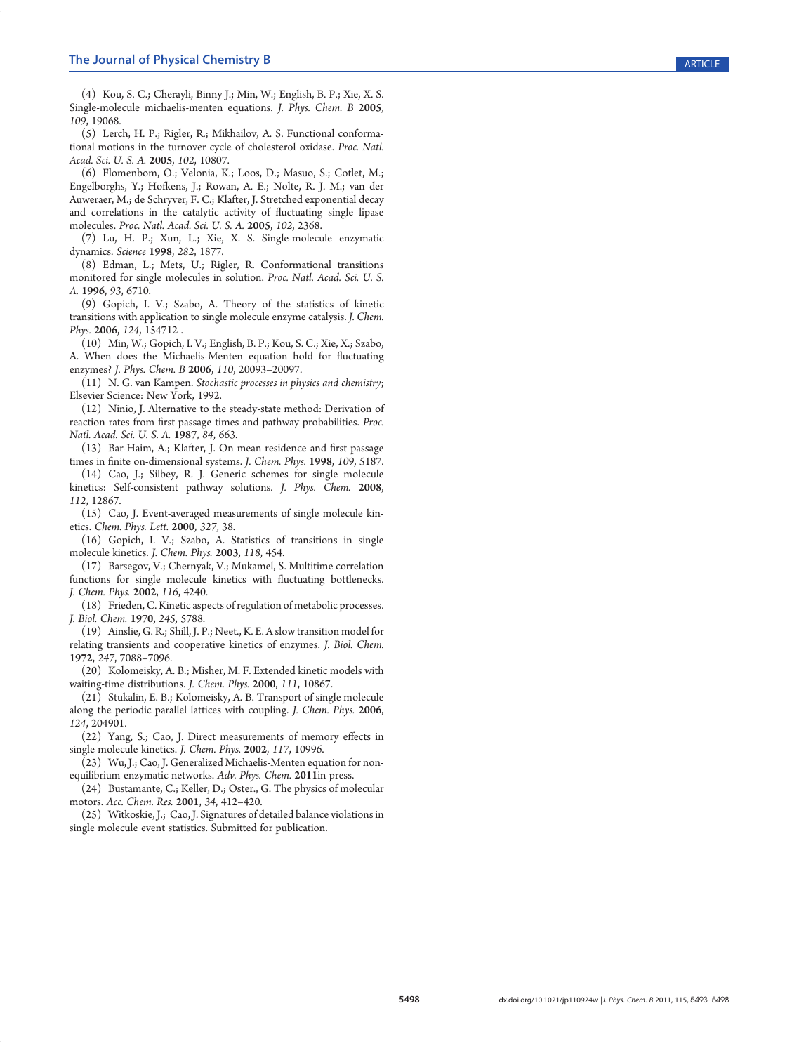(4) Kou, S. C.; Cherayli, Binny J.; Min, W.; English, B. P.; Xie, X. S. Single-molecule michaelis-menten equations. *J. Phys. Chem. B* **2005**, *109*, 19068.

(5) Lerch, H. P.; Rigler, R.; Mikhailov, A. S. Functional conformational motions in the turnover cycle of cholesterol oxidase. *Proc. Natl. Acad. Sci. U. S. A.* **2005**, *102*, 10807.

(6) Flomenbom, O.; Velonia, K.; Loos, D.; Masuo, S.; Cotlet, M.; Engelborghs, Y.; Hofkens, J.; Rowan, A. E.; Nolte, R. J. M.; van der Auweraer, M.; de Schryver, F. C.; Klafter, J. Stretched exponential decay and correlations in the catalytic activity of fluctuating single lipase molecules. *Proc. Natl. Acad. Sci. U. S. A.* **2005**, *102*, 2368.

(7) Lu, H. P.; Xun, L.; Xie, X. S. Single-molecule enzymatic dynamics. *Science* **1998**, *282*, 1877.

(8) Edman, L.; Mets, U.; Rigler, R. Conformational transitions monitored for single molecules in solution. *Proc. Natl. Acad. Sci. U. S. A.* **1996**, *93*, 6710.

(9) Gopich, I. V.; Szabo, A. Theory of the statistics of kinetic transitions with application to single molecule enzyme catalysis. *J. Chem. Phys.* **2006**, *124*, 154712 .

(10) Min, W.; Gopich, I. V.; English, B. P.; Kou, S. C.; Xie, X.; Szabo, A. When does the Michaelis-Menten equation hold for fluctuating enzymes? *J. Phys. Chem. B* **2006**, *110*, 20093–20097.

(11) N. G. van Kampen. *Stochastic processes in physics and chemistry*; Elsevier Science: New York, 1992.

(12) Ninio, J. Alternative to the steady-state method: Derivation of reaction rates from first-passage times and pathway probabilities. *Proc. Natl. Acad. Sci. U. S. A.* **1987**, *84*, 663.

(13) Bar-Haim, A.; Klafter, J. On mean residence and first passage times in finite on-dimensional systems. *J. Chem. Phys.* **1998**, *109*, 5187.

(14) Cao, J.; Silbey, R. J. Generic schemes for single molecule kinetics: Self-consistent pathway solutions. *J. Phys. Chem.* **2008**, *112*, 12867.

(15) Cao, J. Event-averaged measurements of single molecule kinetics. *Chem. Phys. Lett.* **2000**, *327*, 38.

(16) Gopich, I. V.; Szabo, A. Statistics of transitions in single molecule kinetics. *J. Chem. Phys.* **2003**, *118*, 454.

(17) Barsegov, V.; Chernyak, V.; Mukamel, S. Multitime correlation functions for single molecule kinetics with fluctuating bottlenecks. *J. Chem. Phys.* **2002**, *116*, 4240.

(18) Frieden, C. Kinetic aspects of regulation of metabolic processes. *J. Biol. Chem.* **1970**, *245*, 5788.

(19) Ainslie, G. R.; Shill, J. P.; Neet., K. E. A slow transition model for relating transients and cooperative kinetics of enzymes. *J. Biol. Chem.* **1972**, *247*, 7088–7096.

(20) Kolomeisky, A. B.; Misher, M. F. Extended kinetic models with waiting-time distributions. *J. Chem. Phys.* **2000**, *111*, 10867.

(21) Stukalin, E. B.; Kolomeisky, A. B. Transport of single molecule along the periodic parallel lattices with coupling. *J. Chem. Phys.* **2006**, *124*, 204901.

(22) Yang, S.; Cao, J. Direct measurements of memory effects in single molecule kinetics. *J. Chem. Phys.* **2002**, *117*, 10996.

(23) Wu, J.; Cao, J. Generalized Michaelis-Menten equation for nonequilibrium enzymatic networks. *Adv. Phys. Chem.* **2011**in press.

(24) Bustamante, C.; Keller, D.; Oster., G. The physics of molecular motors. *Acc. Chem. Res.* **2001**, *34*, 412–420.

(25) Witkoskie, J.; Cao, J. Signatures of detailed balance violations in single molecule event statistics. Submitted for publication.